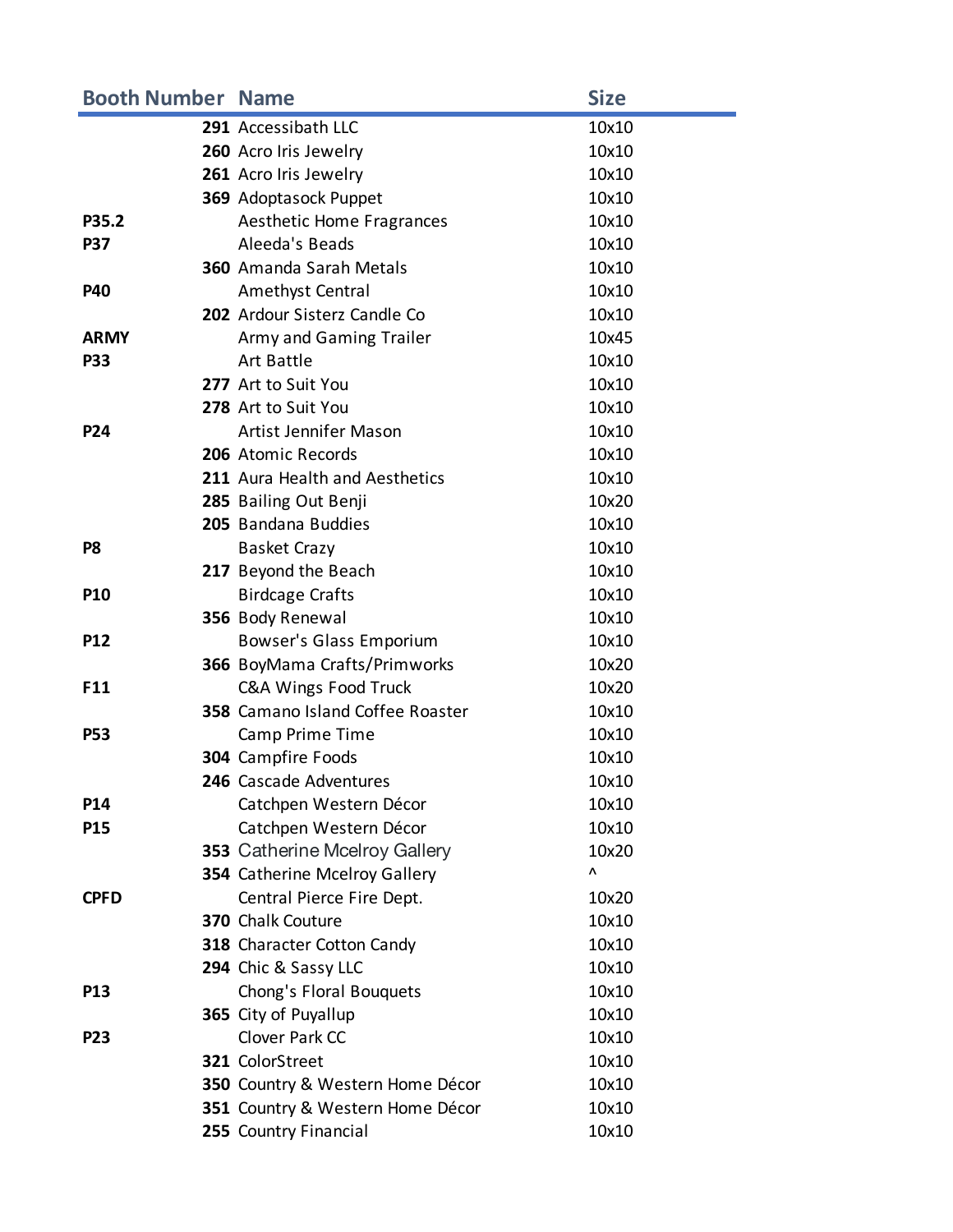| Booth Number | Name | Size |
| --- | --- | --- |
| 291 | Accessibath LLC | 10x10 |
| 260 | Acro Iris Jewelry | 10x10 |
| 261 | Acro Iris Jewelry | 10x10 |
| 369 | Adoptasock Puppet | 10x10 |
| P35.2 | Aesthetic Home Fragrances | 10x10 |
| P37 | Aleeda's Beads | 10x10 |
| 360 | Amanda Sarah Metals | 10x10 |
| P40 | Amethyst Central | 10x10 |
| 202 | Ardour Sisterz Candle Co | 10x10 |
| ARMY | Army and Gaming Trailer | 10x45 |
| P33 | Art Battle | 10x10 |
| 277 | Art to Suit You | 10x10 |
| 278 | Art to Suit You | 10x10 |
| P24 | Artist Jennifer Mason | 10x10 |
| 206 | Atomic Records | 10x10 |
| 211 | Aura Health and Aesthetics | 10x10 |
| 285 | Bailing Out Benji | 10x20 |
| 205 | Bandana Buddies | 10x10 |
| P8 | Basket Crazy | 10x10 |
| 217 | Beyond the Beach | 10x10 |
| P10 | Birdcage Crafts | 10x10 |
| 356 | Body Renewal | 10x10 |
| P12 | Bowser's Glass Emporium | 10x10 |
| 366 | BoyMama Crafts/Primworks | 10x20 |
| F11 | C&A Wings Food Truck | 10x20 |
| 358 | Camano Island Coffee Roaster | 10x10 |
| P53 | Camp Prime Time | 10x10 |
| 304 | Campfire Foods | 10x10 |
| 246 | Cascade Adventures | 10x10 |
| P14 | Catchpen Western Décor | 10x10 |
| P15 | Catchpen Western Décor | 10x10 |
| 353 | Catherine Mcelroy Gallery | 10x20 |
| 354 | Catherine Mcelroy Gallery | ^ |
| CPFD | Central Pierce Fire Dept. | 10x20 |
| 370 | Chalk Couture | 10x10 |
| 318 | Character Cotton Candy | 10x10 |
| 294 | Chic & Sassy LLC | 10x10 |
| P13 | Chong's Floral Bouquets | 10x10 |
| 365 | City of Puyallup | 10x10 |
| P23 | Clover Park CC | 10x10 |
| 321 | ColorStreet | 10x10 |
| 350 | Country & Western Home Décor | 10x10 |
| 351 | Country & Western Home Décor | 10x10 |
| 255 | Country Financial | 10x10 |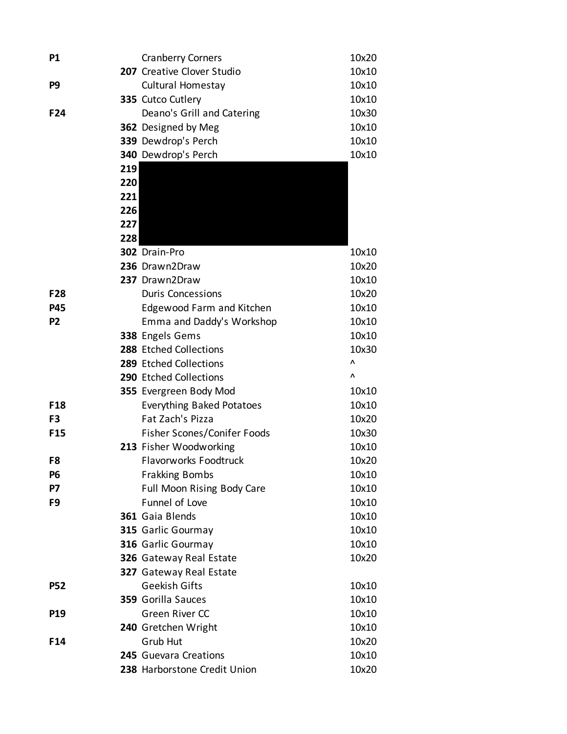| | | | |
|---|---|---|---|
| P1 | | Cranberry Corners | 10x20 |
| | 207 | Creative Clover Studio | 10x10 |
| P9 | | Cultural Homestay | 10x10 |
| | 335 | Cutco Cutlery | 10x10 |
| F24 | | Deano's Grill and Catering | 10x30 |
| | 362 | Designed by Meg | 10x10 |
| | 339 | Dewdrop's Perch | 10x10 |
| | 340 | Dewdrop's Perch | 10x10 |
| | 219 | | |
| | 220 | | |
| | 221 | | |
| | 226 | | |
| | 227 | | |
| | 228 | | |
| | 302 | Drain-Pro | 10x10 |
| | 236 | Drawn2Draw | 10x20 |
| | 237 | Drawn2Draw | 10x10 |
| F28 | | Duris Concessions | 10x20 |
| P45 | | Edgewood Farm and Kitchen | 10x10 |
| P2 | | Emma and Daddy's Workshop | 10x10 |
| | 338 | Engels Gems | 10x10 |
| | 288 | Etched Collections | 10x30 |
| | 289 | Etched Collections | ^ |
| | 290 | Etched Collections | ^ |
| | 355 | Evergreen Body Mod | 10x10 |
| F18 | | Everything Baked Potatoes | 10x10 |
| F3 | | Fat Zach's Pizza | 10x20 |
| F15 | | Fisher Scones/Conifer Foods | 10x30 |
| | 213 | Fisher Woodworking | 10x10 |
| F8 | | Flavorworks Foodtruck | 10x20 |
| P6 | | Frakking Bombs | 10x10 |
| P7 | | Full Moon Rising Body Care | 10x10 |
| F9 | | Funnel of Love | 10x10 |
| | 361 | Gaia Blends | 10x10 |
| | 315 | Garlic Gourmay | 10x10 |
| | 316 | Garlic Gourmay | 10x10 |
| | 326 | Gateway Real Estate | 10x20 |
| | 327 | Gateway Real Estate | |
| P52 | | Geekish Gifts | 10x10 |
| | 359 | Gorilla Sauces | 10x10 |
| P19 | | Green River CC | 10x10 |
| | 240 | Gretchen Wright | 10x10 |
| F14 | | Grub Hut | 10x20 |
| | 245 | Guevara Creations | 10x10 |
| | 238 | Harborstone Credit Union | 10x20 |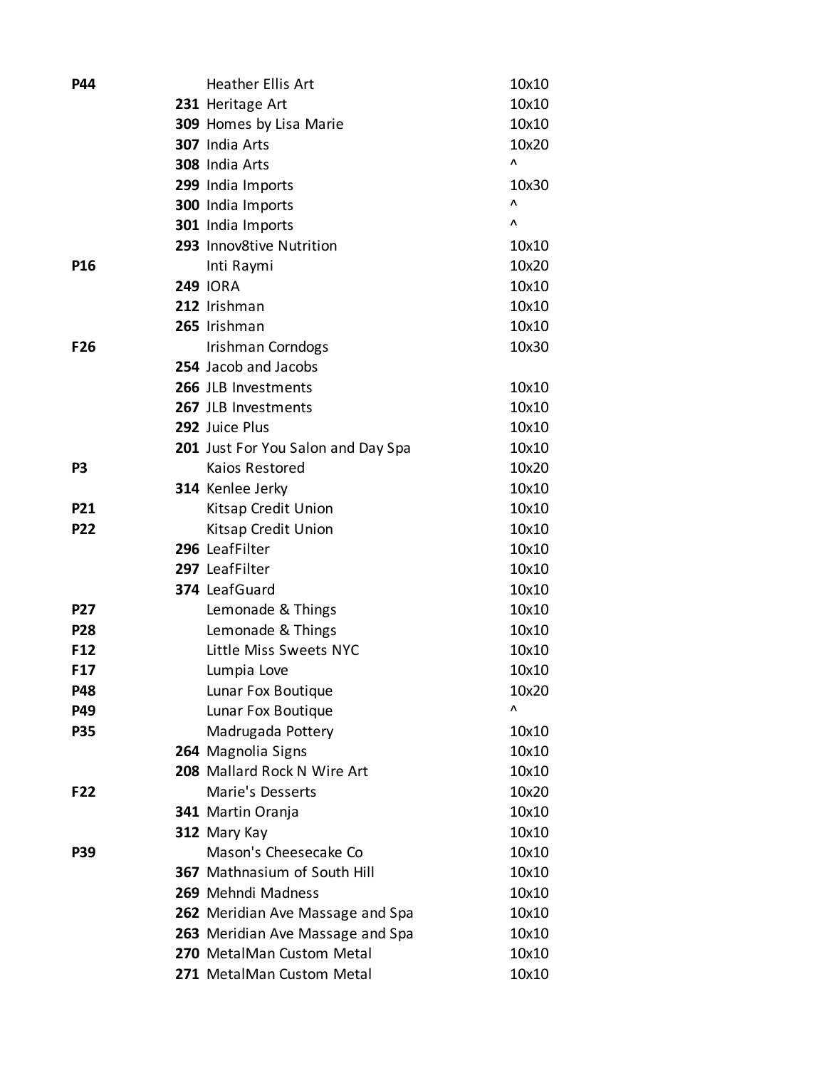| | | | |
|---|---|---|---|
| **P44** | | Heather Ellis Art | 10x10 |
| | **231** | Heritage Art | 10x10 |
| | **309** | Homes by Lisa Marie | 10x10 |
| | **307** | India Arts | 10x20 |
| | **308** | India Arts | ^ |
| | **299** | India Imports | 10x30 |
| | **300** | India Imports | ^ |
| | **301** | India Imports | ^ |
| | **293** | Innov8tive Nutrition | 10x10 |
| **P16** | | Inti Raymi | 10x20 |
| | **249** | IORA | 10x10 |
| | **212** | Irishman | 10x10 |
| | **265** | Irishman | 10x10 |
| **F26** | | Irishman Corndogs | 10x30 |
| | **254** | Jacob and Jacobs | |
| | **266** | JLB Investments | 10x10 |
| | **267** | JLB Investments | 10x10 |
| | **292** | Juice Plus | 10x10 |
| | **201** | Just For You Salon and Day Spa | 10x10 |
| **P3** | | Kaios Restored | 10x20 |
| | **314** | Kenlee Jerky | 10x10 |
| **P21** | | Kitsap Credit Union | 10x10 |
| **P22** | | Kitsap Credit Union | 10x10 |
| | **296** | LeafFilter | 10x10 |
| | **297** | LeafFilter | 10x10 |
| | **374** | LeafGuard | 10x10 |
| **P27** | | Lemonade & Things | 10x10 |
| **P28** | | Lemonade & Things | 10x10 |
| **F12** | | Little Miss Sweets NYC | 10x10 |
| **F17** | | Lumpia Love | 10x10 |
| **P48** | | Lunar Fox Boutique | 10x20 |
| **P49** | | Lunar Fox Boutique | ^ |
| **P35** | | Madrugada Pottery | 10x10 |
| | **264** | Magnolia Signs | 10x10 |
| | **208** | Mallard Rock N Wire Art | 10x10 |
| **F22** | | Marie's Desserts | 10x20 |
| | **341** | Martin Oranja | 10x10 |
| | **312** | Mary Kay | 10x10 |
| **P39** | | Mason's Cheesecake Co | 10x10 |
| | **367** | Mathnasium of South Hill | 10x10 |
| | **269** | Mehndi Madness | 10x10 |
| | **262** | Meridian Ave Massage and Spa | 10x10 |
| | **263** | Meridian Ave Massage and Spa | 10x10 |
| | **270** | MetalMan Custom Metal | 10x10 |
| | **271** | MetalMan Custom Metal | 10x10 |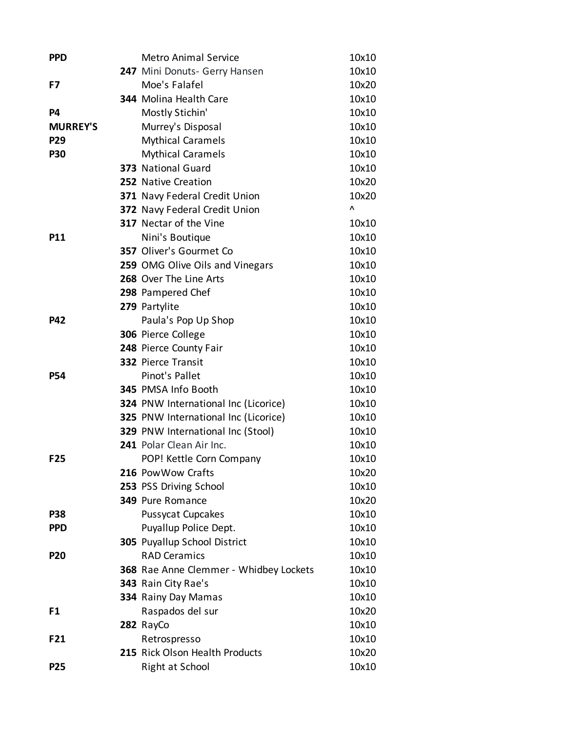| | | | |
|---|---|---|---|
| **PPD** | | Metro Animal Service | 10x10 |
| | **247** | Mini Donuts- Gerry Hansen | 10x10 |
| **F7** | | Moe's Falafel | 10x20 |
| | **344** | Molina Health Care | 10x10 |
| **P4** | | Mostly Stichin' | 10x10 |
| **MURREY'S** | | Murrey's Disposal | 10x10 |
| **P29** | | Mythical Caramels | 10x10 |
| **P30** | | Mythical Caramels | 10x10 |
| | **373** | National Guard | 10x10 |
| | **252** | Native Creation | 10x20 |
| | **371** | Navy Federal Credit Union | 10x20 |
| | **372** | Navy Federal Credit Union | ^ |
| | **317** | Nectar of the Vine | 10x10 |
| **P11** | | Nini's Boutique | 10x10 |
| | **357** | Oliver's Gourmet Co | 10x10 |
| | **259** | OMG Olive Oils and Vinegars | 10x10 |
| | **268** | Over The Line Arts | 10x10 |
| | **298** | Pampered Chef | 10x10 |
| | **279** | Partylite | 10x10 |
| **P42** | | Paula's Pop Up Shop | 10x10 |
| | **306** | Pierce College | 10x10 |
| | **248** | Pierce County Fair | 10x10 |
| | **332** | Pierce Transit | 10x10 |
| **P54** | | Pinot's Pallet | 10x10 |
| | **345** | PMSA Info Booth | 10x10 |
| | **324** | PNW International Inc (Licorice) | 10x10 |
| | **325** | PNW International Inc (Licorice) | 10x10 |
| | **329** | PNW International Inc (Stool) | 10x10 |
| | **241** | Polar Clean Air Inc. | 10x10 |
| **F25** | | POP! Kettle Corn Company | 10x10 |
| | **216** | PowWow Crafts | 10x20 |
| | **253** | PSS Driving School | 10x10 |
| | **349** | Pure Romance | 10x20 |
| **P38** | | Pussycat Cupcakes | 10x10 |
| **PPD** | | Puyallup Police Dept. | 10x10 |
| | **305** | Puyallup School District | 10x10 |
| **P20** | | RAD Ceramics | 10x10 |
| | **368** | Rae Anne Clemmer - Whidbey Lockets | 10x10 |
| | **343** | Rain City Rae's | 10x10 |
| | **334** | Rainy Day Mamas | 10x10 |
| **F1** | | Raspados del sur | 10x20 |
| | **282** | RayCo | 10x10 |
| **F21** | | Retrospresso | 10x10 |
| | **215** | Rick Olson Health Products | 10x20 |
| **P25** | | Right at School | 10x10 |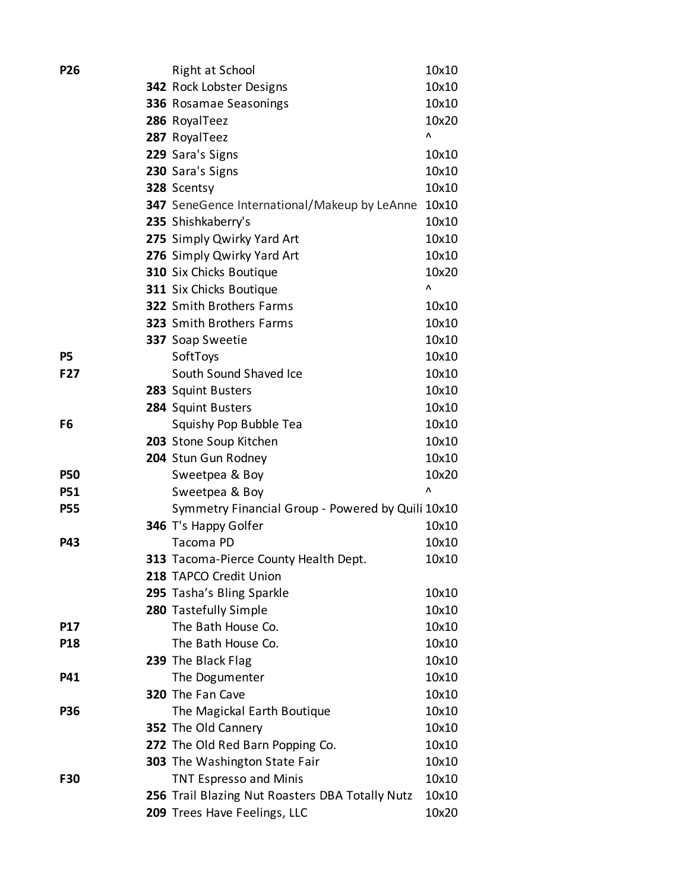| | | | |
|---|---|---|---|
| **P26** | | Right at School | 10x10 |
| | **342** | Rock Lobster Designs | 10x10 |
| | **336** | Rosamae Seasonings | 10x10 |
| | **286** | RoyalTeez | 10x20 |
| | **287** | RoyalTeez | ^ |
| | **229** | Sara's Signs | 10x10 |
| | **230** | Sara's Signs | 10x10 |
| | **328** | Scentsy | 10x10 |
| | **347** | SeneGence International/Makeup by LeAnne | 10x10 |
| | **235** | Shishkaberry's | 10x10 |
| | **275** | Simply Qwirky Yard Art | 10x10 |
| | **276** | Simply Qwirky Yard Art | 10x10 |
| | **310** | Six Chicks Boutique | 10x20 |
| | **311** | Six Chicks Boutique | ^ |
| | **322** | Smith Brothers Farms | 10x10 |
| | **323** | Smith Brothers Farms | 10x10 |
| | **337** | Soap Sweetie | 10x10 |
| **P5** | | SoftToys | 10x10 |
| **F27** | | South Sound Shaved Ice | 10x10 |
| | **283** | Squint Busters | 10x10 |
| | **284** | Squint Busters | 10x10 |
| **F6** | | Squishy Pop Bubble Tea | 10x10 |
| | **203** | Stone Soup Kitchen | 10x10 |
| | **204** | Stun Gun Rodney | 10x10 |
| **P50** | | Sweetpea & Boy | 10x20 |
| **P51** | | Sweetpea & Boy | ^ |
| **P55** | | Symmetry Financial Group - Powered by Quili | 10x10 |
| | **346** | T's Happy Golfer | 10x10 |
| **P43** | | Tacoma PD | 10x10 |
| | **313** | Tacoma-Pierce County Health Dept. | 10x10 |
| | **218** | TAPCO Credit Union | |
| | **295** | Tasha's Bling Sparkle | 10x10 |
| | **280** | Tastefully Simple | 10x10 |
| **P17** | | The Bath House Co. | 10x10 |
| **P18** | | The Bath House Co. | 10x10 |
| | **239** | The Black Flag | 10x10 |
| **P41** | | The Dogumenter | 10x10 |
| | **320** | The Fan Cave | 10x10 |
| **P36** | | The Magickal Earth Boutique | 10x10 |
| | **352** | The Old Cannery | 10x10 |
| | **272** | The Old Red Barn Popping Co. | 10x10 |
| | **303** | The Washington State Fair | 10x10 |
| **F30** | | TNT Espresso and Minis | 10x10 |
| | **256** | Trail Blazing Nut Roasters DBA Totally Nutz | 10x10 |
| | **209** | Trees Have Feelings, LLC | 10x20 |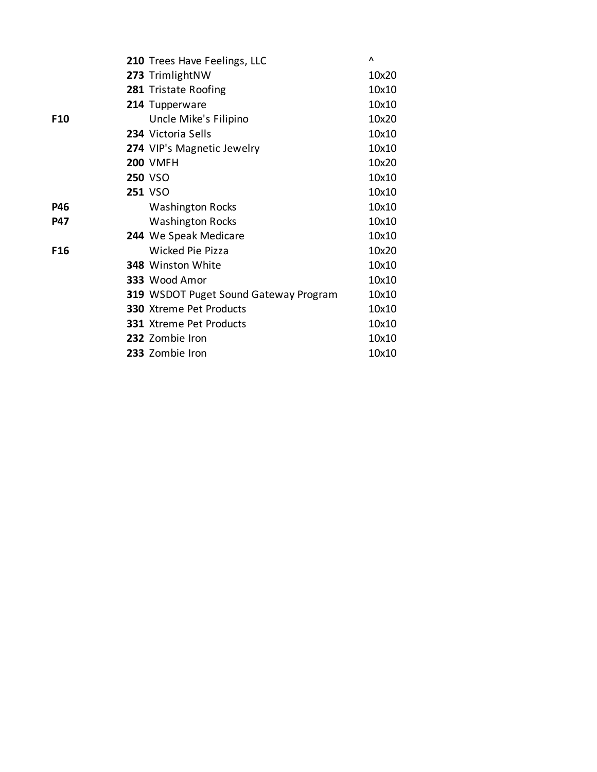| | | | |
|---|---|---|---|
| | **210** | Trees Have Feelings, LLC | ^ |
| | **273** | TrimlightNW | 10x20 |
| | **281** | Tristate Roofing | 10x10 |
| | **214** | Tupperware | 10x10 |
| **F10** | | Uncle Mike's Filipino | 10x20 |
| | **234** | Victoria Sells | 10x10 |
| | **274** | VIP's Magnetic Jewelry | 10x10 |
| | **200** | VMFH | 10x20 |
| | **250** | VSO | 10x10 |
| | **251** | VSO | 10x10 |
| **P46** | | Washington Rocks | 10x10 |
| **P47** | | Washington Rocks | 10x10 |
| | **244** | We Speak Medicare | 10x10 |
| **F16** | | Wicked Pie Pizza | 10x20 |
| | **348** | Winston White | 10x10 |
| | **333** | Wood Amor | 10x10 |
| | **319** | WSDOT Puget Sound Gateway Program | 10x10 |
| | **330** | Xtreme Pet Products | 10x10 |
| | **331** | Xtreme Pet Products | 10x10 |
| | **232** | Zombie Iron | 10x10 |
| | **233** | Zombie Iron | 10x10 |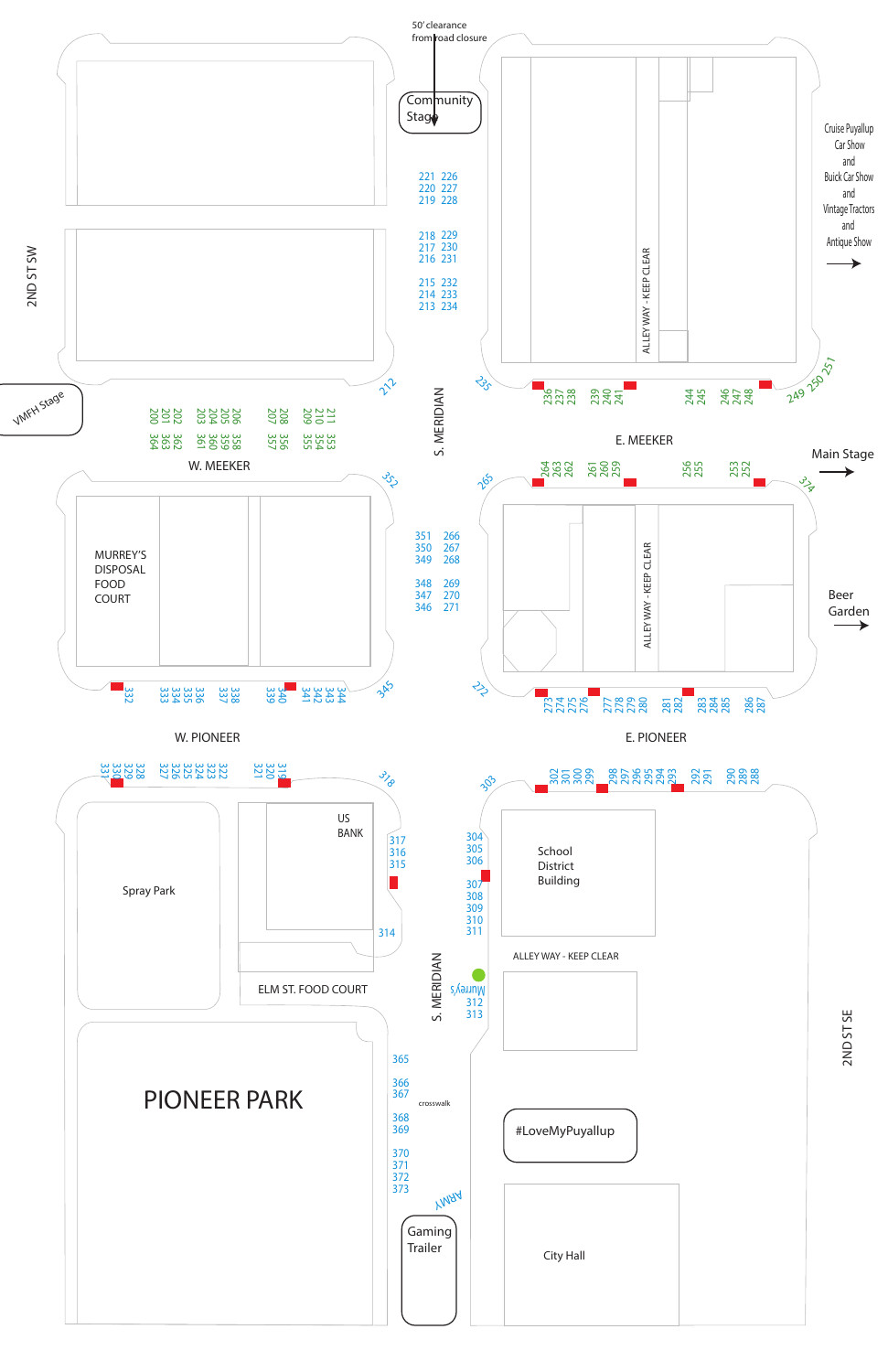50' clearance from road closure

Community Stage

Cruise Puyallup Car Show and Buick Car Show and Vintage Tractors and Antique Show →

2ND ST SW

VMFH Stage

221 226
220 227
219 228

218 229
217 230
216 231

215 232
214 233
213 234

212

235

ALLEY WAY - KEEP CLEAR

236 237 238 239 240 241 244 245 246 247 248 249 250 251

200 201 202 203 204 205 206 207 208 209 210 211
364 363 362 361 360 359 358 357 356 355 354 353

S. MERIDIAN

W. MEEKER

E. MEEKER

264 263 262 261 260 259 256 255 253 252

265

352

374

Main Stage →

MURREY'S DISPOSAL FOOD COURT

351 266
350 267
349 268

348 269
347 270
346 271

ALLEY WAY - KEEP CLEAR

Beer Garden →

332 333 334 335 336 337 338 339 340 341 342 343 344

345

272

273 274 275 276 277 278 279 280 281 282 283 284 285 286 287

W. PIONEER

E. PIONEER

331 330 329 328 327 326 325 324 323 322 321 320 319

318

303

302 301 300 299 298 297 296 295 294 293 292 291 290 289 288

US BANK

317
316
315

314

Spray Park

304
305
306

307
308
309
310
311

School District Building

ALLEY WAY - KEEP CLEAR

ELM ST. FOOD COURT

S. MERIDIAN

Murrey's

312
313

PIONEER PARK

365

366
367

crosswalk

368
369

370
371
372
373

ARMY

#LoveMyPuyallup

Gaming Trailer

City Hall

2ND ST SE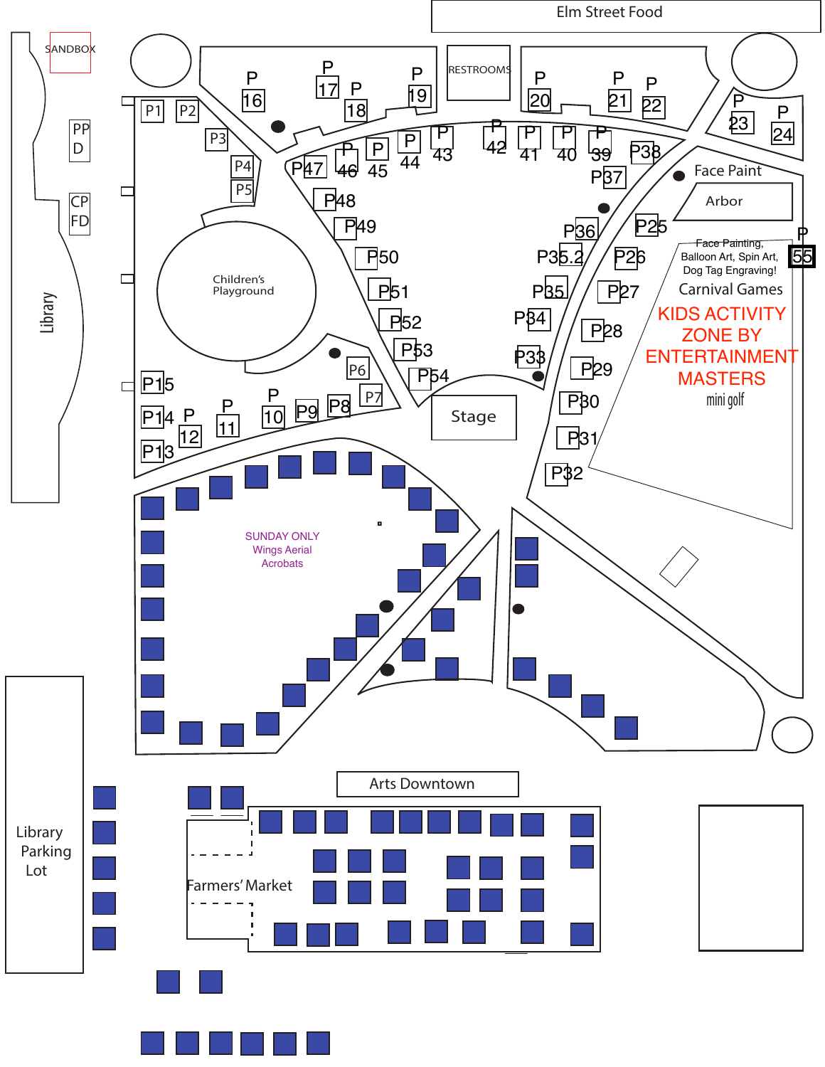Elm Street Food

SANDBOX

RESTROOMS

PP D

CP FD

Library

P1 P2 P3 P4 P5 P6 P7 P8 P9 P10 P11 P12 P13 P14 P15

P16 P17 P18 P19 P20 P21 P22 P23 P24 P25 P26 P27 P28 P29 P30 P31 P32 P33 P34 P35 P35.2 P36 P37 P38 P39 P40 P41 P42 P43 P44 P45 P46 P47 P48 P49 P50 P51 P52 P53 P54 P55

Children's Playground

Face Paint

Arbor

Face Painting, Balloon Art, Spin Art, Dog Tag Engraving!

Carnival Games

KIDS ACTIVITY ZONE BY ENTERTAINMENT MASTERS

mini golf

Stage

SUNDAY ONLY
Wings Aerial
Acrobats

Library Parking Lot

Arts Downtown

Farmers' Market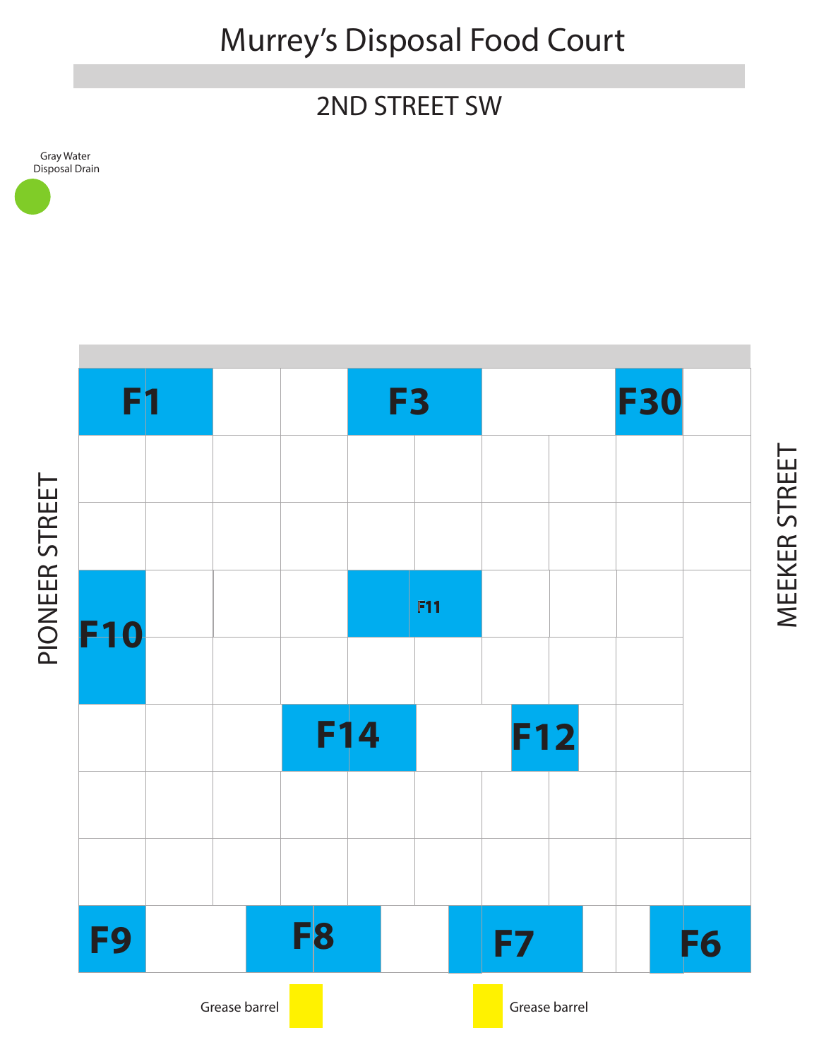# Murrey's Disposal Food Court

2ND STREET SW

Gray Water Disposal Drain

PIONEER STREET

MEEKER STREET

F1

F3

F30

F10

F11

F14

F12

F9

F8

F7

F6

Grease barrel

Grease barrel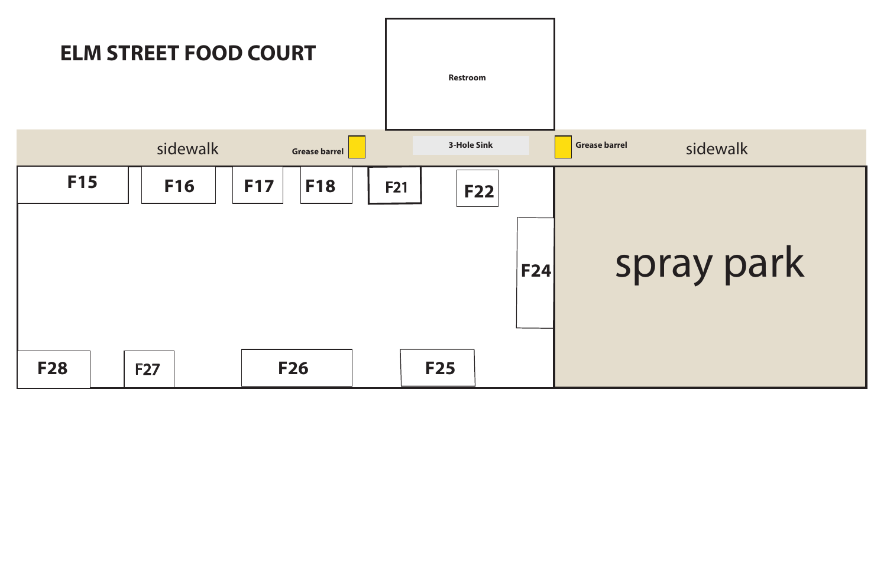# ELM STREET FOOD COURT

Restroom

sidewalk

Grease barrel

3-Hole Sink

Grease barrel

sidewalk

F15

F16

F17

F18

F21

F22

F24

spray park

F28

F27

F26

F25